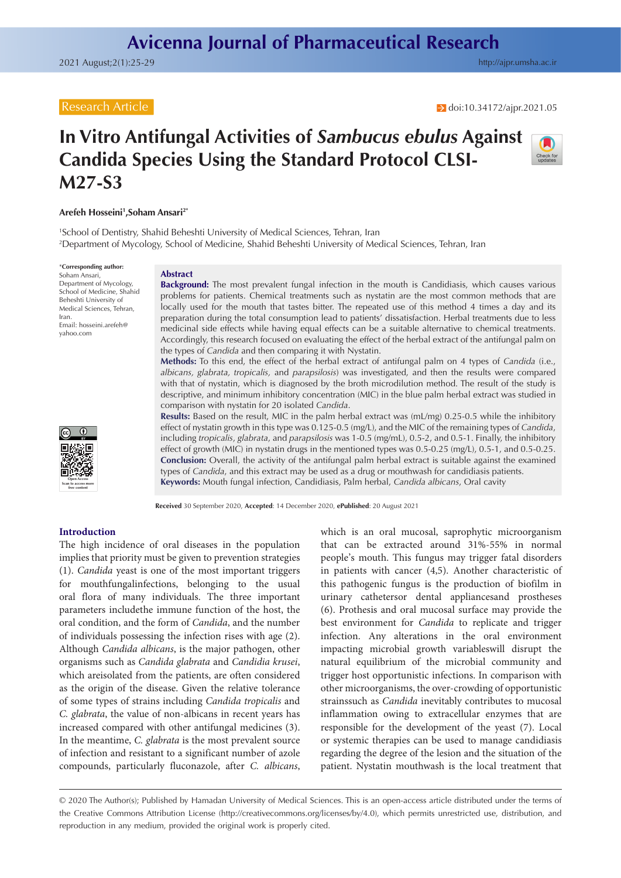Research Article

doi:10.34172/ajpr.2021.05

# In Vitro Antifungal Activities of *Sambucus ebulus* Against Candida Species Using the Standard Protocol CLSI-M27-S3

**Arefeh Hosseini[1], Soham Ansari[2*]**

[1]School of Dentistry, Shahid Beheshti University of Medical Sciences, Tehran, Iran
[2]Department of Mycology, School of Medicine, Shahid Beheshti University of Medical Sciences, Tehran, Iran

**\*Corresponding author:** Soham Ansari, Department of Mycology, School of Medicine, Shahid Beheshti University of Medical Sciences, Tehran, Iran. Email: hosseini.arefeh@yahoo.com

## Abstract

**Background:** The most prevalent fungal infection in the mouth is Candidiasis, which causes various problems for patients. Chemical treatments such as nystatin are the most common methods that are locally used for the mouth that tastes bitter. The repeated use of this method 4 times a day and its preparation during the total consumption lead to patients' dissatisfaction. Herbal treatments due to less medicinal side effects while having equal effects can be a suitable alternative to chemical treatments. Accordingly, this research focused on evaluating the effect of the herbal extract of the antifungal palm on the types of *Candida* and then comparing it with Nystatin.

**Methods:** To this end, the effect of the herbal extract of antifungal palm on 4 types of *Candida* (i.e., *albicans, glabrata, tropicalis,* and *parapsilosis*) was investigated, and then the results were compared with that of nystatin, which is diagnosed by the broth microdilution method. The result of the study is descriptive, and minimum inhibitory concentration (MIC) in the blue palm herbal extract was studied in comparison with nystatin for 20 isolated *Candida*.

**Results:** Based on the result, MIC in the palm herbal extract was (mL/mg) 0.25-0.5 while the inhibitory effect of nystatin growth in this type was 0.125-0.5 (mg/L), and the MIC of the remaining types of *Candida*, including *tropicalis*, *glabrata*, and *parapsilosis* was 1-0.5 (mg/mL), 0.5-2, and 0.5-1. Finally, the inhibitory effect of growth (MIC) in nystatin drugs in the mentioned types was 0.5-0.25 (mg/L), 0.5-1, and 0.5-0.25.

**Conclusion:** Overall, the activity of the antifungal palm herbal extract is suitable against the examined types of *Candida*, and this extract may be used as a drug or mouthwash for candidiasis patients.

**Keywords:** Mouth fungal infection, Candidiasis, Palm herbal, *Candida albicans*, Oral cavity

**Received** 30 September 2020, **Accepted**: 14 December 2020, **ePublished**: 20 August 2021

## Introduction

The high incidence of oral diseases in the population implies that priority must be given to prevention strategies (1). *Candida* yeast is one of the most important triggers for mouthfungalinfections, belonging to the usual oral flora of many individuals. The three important parameters includethe immune function of the host, the oral condition, and the form of *Candida*, and the number of individuals possessing the infection rises with age (2). Although *Candida albicans*, is the major pathogen, other organisms such as *Candida glabrata* and *Candidia krusei*, which areisolated from the patients, are often considered as the origin of the disease. Given the relative tolerance of some types of strains including *Candida tropicalis* and *C. glabrata*, the value of non-albicans in recent years has increased compared with other antifungal medicines (3). In the meantime, *C. glabrata* is the most prevalent source of infection and resistant to a significant number of azole compounds, particularly fluconazole, after *C. albicans*, which is an oral mucosal, saprophytic microorganism that can be extracted around 31%-55% in normal people's mouth. This fungus may trigger fatal disorders in patients with cancer (4,5). Another characteristic of this pathogenic fungus is the production of biofilm in urinary cathetersor dental appliancesand prostheses (6). Prothesis and oral mucosal surface may provide the best environment for *Candida* to replicate and trigger infection. Any alterations in the oral environment impacting microbial growth variableswill disrupt the natural equilibrium of the microbial community and trigger host opportunistic infections. In comparison with other microorganisms, the over-crowding of opportunistic strainssuch as *Candida* inevitably contributes to mucosal inflammation owing to extracellular enzymes that are responsible for the development of the yeast (7). Local or systemic therapies can be used to manage candidiasis regarding the degree of the lesion and the situation of the patient. Nystatin mouthwash is the local treatment that

© 2020 The Author(s); Published by Hamadan University of Medical Sciences. This is an open-access article distributed under the terms of the Creative Commons Attribution License (http://creativecommons.org/licenses/by/4.0), which permits unrestricted use, distribution, and reproduction in any medium, provided the original work is properly cited.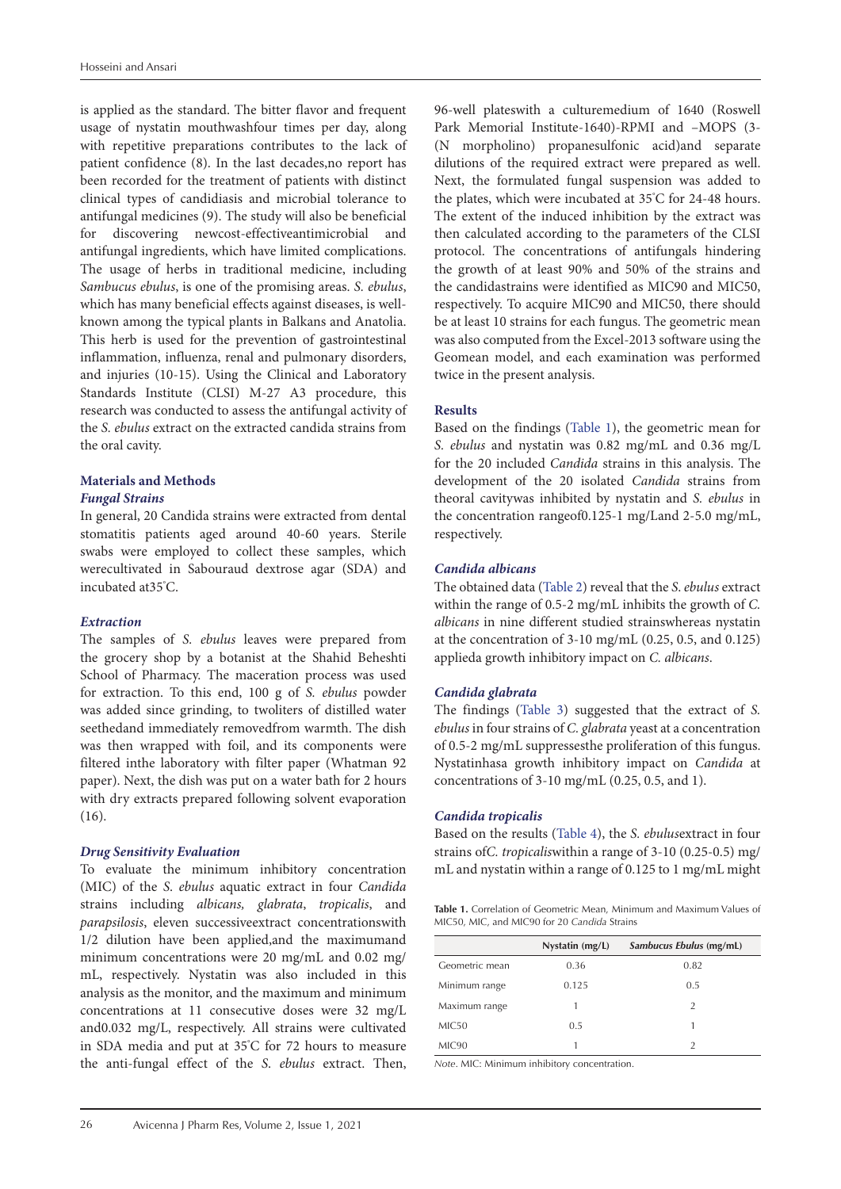is applied as the standard. The bitter flavor and frequent usage of nystatin mouthwashfour times per day, along with repetitive preparations contributes to the lack of patient confidence (8). In the last decades,no report has been recorded for the treatment of patients with distinct clinical types of candidiasis and microbial tolerance to antifungal medicines (9). The study will also be beneficial for discovering newcost-effectiveantimicrobial and antifungal ingredients, which have limited complications. The usage of herbs in traditional medicine, including *Sambucus ebulus*, is one of the promising areas. *S. ebulus*, which has many beneficial effects against diseases, is well-known among the typical plants in Balkans and Anatolia. This herb is used for the prevention of gastrointestinal inflammation, influenza, renal and pulmonary disorders, and injuries (10-15). Using the Clinical and Laboratory Standards Institute (CLSI) M-27 A3 procedure, this research was conducted to assess the antifungal activity of the *S. ebulus* extract on the extracted candida strains from the oral cavity.

## Materials and Methods

### *Fungal Strains*

In general, 20 Candida strains were extracted from dental stomatitis patients aged around 40-60 years. Sterile swabs were employed to collect these samples, which werecultivated in Sabouraud dextrose agar (SDA) and incubated at35°C.

### *Extraction*

The samples of *S. ebulus* leaves were prepared from the grocery shop by a botanist at the Shahid Beheshti School of Pharmacy. The maceration process was used for extraction. To this end, 100 g of *S. ebulus* powder was added since grinding, to twoliters of distilled water seethedand immediately removedfrom warmth. The dish was then wrapped with foil, and its components were filtered inthe laboratory with filter paper (Whatman 92 paper). Next, the dish was put on a water bath for 2 hours with dry extracts prepared following solvent evaporation (16).

### *Drug Sensitivity Evaluation*

To evaluate the minimum inhibitory concentration (MIC) of the *S. ebulus* aquatic extract in four *Candida* strains including *albicans, glabrata*, *tropicalis*, and *parapsilosis*, eleven successiveextract concentrationswith 1/2 dilution have been applied,and the maximumand minimum concentrations were 20 mg/mL and 0.02 mg/mL, respectively. Nystatin was also included in this analysis as the monitor, and the maximum and minimum concentrations at 11 consecutive doses were 32 mg/L and0.032 mg/L, respectively. All strains were cultivated in SDA media and put at 35°C for 72 hours to measure the anti-fungal effect of the *S. ebulus* extract. Then, 96-well plateswith a culturemedium of 1640 (Roswell Park Memorial Institute-1640)-RPMI and –MOPS (3-(N morpholino) propanesulfonic acid)and separate dilutions of the required extract were prepared as well. Next, the formulated fungal suspension was added to the plates, which were incubated at 35°C for 24-48 hours. The extent of the induced inhibition by the extract was then calculated according to the parameters of the CLSI protocol. The concentrations of antifungals hindering the growth of at least 90% and 50% of the strains and the candidastrains were identified as MIC90 and MIC50, respectively. To acquire MIC90 and MIC50, there should be at least 10 strains for each fungus. The geometric mean was also computed from the Excel-2013 software using the Geomean model, and each examination was performed twice in the present analysis.

## Results

Based on the findings (Table 1), the geometric mean for *S. ebulus* and nystatin was 0.82 mg/mL and 0.36 mg/L for the 20 included *Candida* strains in this analysis. The development of the 20 isolated *Candida* strains from theoral cavitywas inhibited by nystatin and *S. ebulus* in the concentration rangeof0.125-1 mg/Land 2-5.0 mg/mL, respectively.

### *Candida albicans*

The obtained data (Table 2) reveal that the *S. ebulus* extract within the range of 0.5-2 mg/mL inhibits the growth of *C. albicans* in nine different studied strainswhereas nystatin at the concentration of 3-10 mg/mL (0.25, 0.5, and 0.125) applieda growth inhibitory impact on *C. albicans*.

### *Candida glabrata*

The findings (Table 3) suggested that the extract of *S. ebulus* in four strains of *C. glabrata* yeast at a concentration of 0.5-2 mg/mL suppressesthe proliferation of this fungus. Nystatinhasa growth inhibitory impact on *Candida* at concentrations of 3-10 mg/mL (0.25, 0.5, and 1).

### *Candida tropicalis*

Based on the results (Table 4), the *S. ebulus*extract in four strains of*C. tropicalis*within a range of 3-10 (0.25-0.5) mg/mL and nystatin within a range of 0.125 to 1 mg/mL might

**Table 1.** Correlation of Geometric Mean, Minimum and Maximum Values of MIC50, MIC, and MIC90 for 20 *Candida* Strains

| | Nystatin (mg/L) | *Sambucus Ebulus* (mg/mL) |
|---|---|---|
| Geometric mean | 0.36 | 0.82 |
| Minimum range | 0.125 | 0.5 |
| Maximum range | 1 | 2 |
| MIC50 | 0.5 | 1 |
| MIC90 | 1 | 2 |

*Note*. MIC: Minimum inhibitory concentration.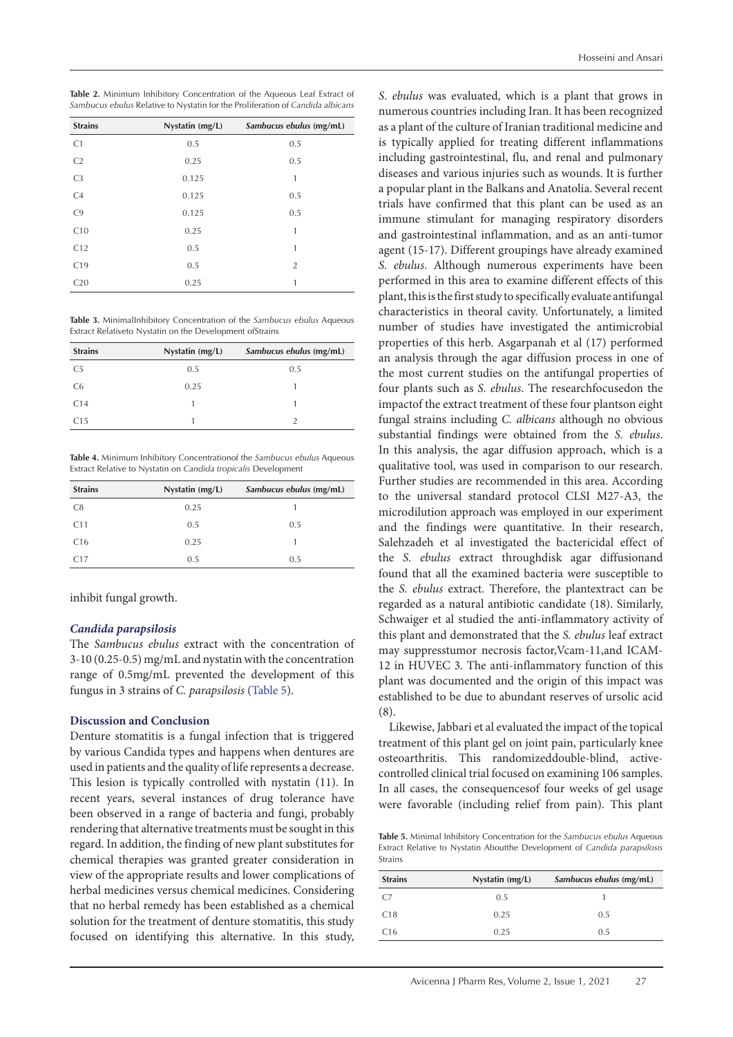**Table 2.** Minimum Inhibitory Concentration of the Aqueous Leaf Extract of *Sambucus ebulus* Relative to Nystatin for the Proliferation of *Candida albicans*

| Strains | Nystatin (mg/L) | *Sambucus ebulus* (mg/mL) |
|---|---|---|
| C1 | 0.5 | 0.5 |
| C2 | 0.25 | 0.5 |
| C3 | 0.125 | 1 |
| C4 | 0.125 | 0.5 |
| C9 | 0.125 | 0.5 |
| C10 | 0.25 | 1 |
| C12 | 0.5 | 1 |
| C19 | 0.5 | 2 |
| C20 | 0.25 | 1 |

**Table 3.** MinimalInhibitory Concentration of the *Sambucus ebulus* Aqueous Extract Relativeto Nystatin on the Development ofStrains

| Strains | Nystatin (mg/L) | *Sambucus ebulus* (mg/mL) |
|---|---|---|
| C5 | 0.5 | 0.5 |
| C6 | 0.25 | 1 |
| C14 | 1 | 1 |
| C15 | 1 | 2 |

**Table 4.** Minimum Inhibitory Concentrationof the *Sambucus ebulus* Aqueous Extract Relative to Nystatin on *Candida tropicalis* Development

| Strains | Nystatin (mg/L) | *Sambucus ebulus* (mg/mL) |
|---|---|---|
| C8 | 0.25 | 1 |
| C11 | 0.5 | 0.5 |
| C16 | 0.25 | 1 |
| C17 | 0.5 | 0.5 |

inhibit fungal growth.

### *Candida parapsilosis*

The *Sambucus ebulus* extract with the concentration of 3-10 (0.25-0.5) mg/mL and nystatin with the concentration range of 0.5mg/mL prevented the development of this fungus in 3 strains of *C. parapsilosis* (Table 5).

## Discussion and Conclusion

Denture stomatitis is a fungal infection that is triggered by various Candida types and happens when dentures are used in patients and the quality of life represents a decrease. This lesion is typically controlled with nystatin (11). In recent years, several instances of drug tolerance have been observed in a range of bacteria and fungi, probably rendering that alternative treatments must be sought in this regard. In addition, the finding of new plant substitutes for chemical therapies was granted greater consideration in view of the appropriate results and lower complications of herbal medicines versus chemical medicines. Considering that no herbal remedy has been established as a chemical solution for the treatment of denture stomatitis, this study focused on identifying this alternative. In this study, *S. ebulus* was evaluated, which is a plant that grows in numerous countries including Iran. It has been recognized as a plant of the culture of Iranian traditional medicine and is typically applied for treating different inflammations including gastrointestinal, flu, and renal and pulmonary diseases and various injuries such as wounds. It is further a popular plant in the Balkans and Anatolia. Several recent trials have confirmed that this plant can be used as an immune stimulant for managing respiratory disorders and gastrointestinal inflammation, and as an anti-tumor agent (15-17). Different groupings have already examined *S. ebulus*. Although numerous experiments have been performed in this area to examine different effects of this plant, this is the first study to specifically evaluate antifungal characteristics in theoral cavity. Unfortunately, a limited number of studies have investigated the antimicrobial properties of this herb. Asgarpanah et al (17) performed an analysis through the agar diffusion process in one of the most current studies on the antifungal properties of four plants such as *S. ebulus*. The researchfocusedon the impactof the extract treatment of these four plantson eight fungal strains including *C. albicans* although no obvious substantial findings were obtained from the *S. ebulus*. In this analysis, the agar diffusion approach, which is a qualitative tool, was used in comparison to our research. Further studies are recommended in this area. According to the universal standard protocol CLSI M27-A3, the microdilution approach was employed in our experiment and the findings were quantitative. In their research, Salehzadeh et al investigated the bactericidal effect of the *S. ebulus* extract throughdisk agar diffusionand found that all the examined bacteria were susceptible to the *S. ebulus* extract. Therefore, the plantextract can be regarded as a natural antibiotic candidate (18). Similarly, Schwaiger et al studied the anti-inflammatory activity of this plant and demonstrated that the *S. ebulus* leaf extract may suppresstumor necrosis factor,Vcam-11,and ICAM-12 in HUVEC 3. The anti-inflammatory function of this plant was documented and the origin of this impact was established to be due to abundant reserves of ursolic acid (8).

Likewise, Jabbari et al evaluated the impact of the topical treatment of this plant gel on joint pain, particularly knee osteoarthritis. This randomizeddouble-blind, active-controlled clinical trial focused on examining 106 samples. In all cases, the consequencesof four weeks of gel usage were favorable (including relief from pain). This plant

**Table 5.** Minimal Inhibitory Concentration for the *Sambucus ebulus* Aqueous Extract Relative to Nystatin Aboutthe Development of *Candida parapsilosis* Strains

| Strains | Nystatin (mg/L) | *Sambucus ebulus* (mg/mL) |
|---|---|---|
| C7 | 0.5 | 1 |
| C18 | 0.25 | 0.5 |
| C16 | 0.25 | 0.5 |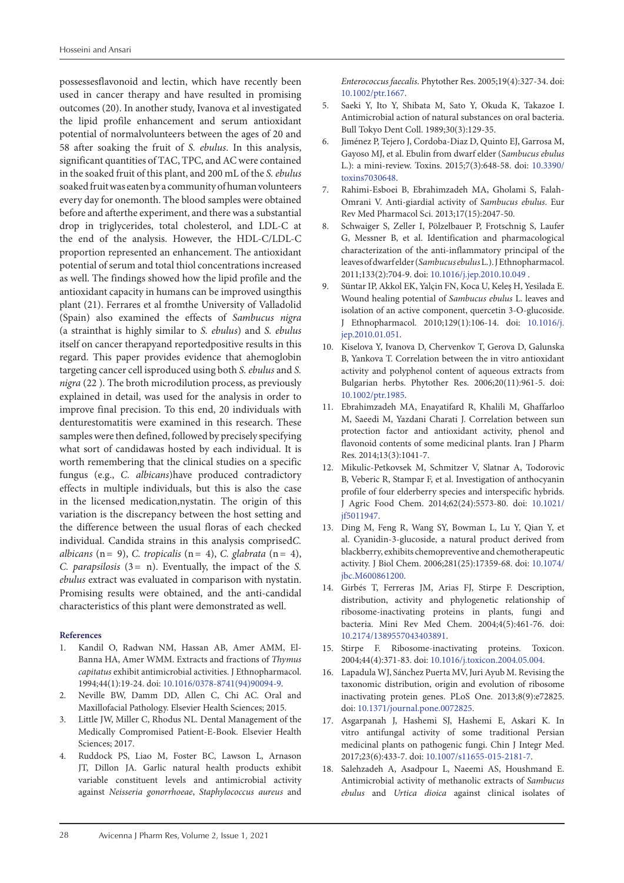possessesflavonoid and lectin, which have recently been used in cancer therapy and have resulted in promising outcomes (20). In another study, Ivanova et al investigated the lipid profile enhancement and serum antioxidant potential of normalvolunteers between the ages of 20 and 58 after soaking the fruit of *S. ebulus*. In this analysis, significant quantities of TAC, TPC, and AC were contained in the soaked fruit of this plant, and 200 mL of the *S. ebulus* soaked fruit was eaten by a community of human volunteers every day for onemonth. The blood samples were obtained before and afterthe experiment, and there was a substantial drop in triglycerides, total cholesterol, and LDL-C at the end of the analysis. However, the HDL-C/LDL-C proportion represented an enhancement. The antioxidant potential of serum and total thiol concentrations increased as well. The findings showed how the lipid profile and the antioxidant capacity in humans can be improved usingthis plant (21). Ferrares et al fromthe University of Valladolid (Spain) also examined the effects of *Sambucus nigra* (a strainthat is highly similar to *S. ebulus*) and *S. ebulus* itself on cancer therapyand reportedpositive results in this regard. This paper provides evidence that ahemoglobin targeting cancer cell isproduced using both *S. ebulus* and *S. nigra* (22 ). The broth microdilution process, as previously explained in detail, was used for the analysis in order to improve final precision. To this end, 20 individuals with denturestomatitis were examined in this research. These samples were then defined, followed by precisely specifying what sort of candidawas hosted by each individual. It is worth remembering that the clinical studies on a specific fungus (e.g., *C. albicans*)have produced contradictory effects in multiple individuals, but this is also the case in the licensed medication,nystatin. The origin of this variation is the discrepancy between the host setting and the difference between the usual floras of each checked individual. Candida strains in this analysis comprised*C. albicans* (n = 9), *C. tropicalis* (n = 4), *C. glabrata* (n = 4), *C. parapsilosis* (3 = n). Eventually, the impact of the *S. ebulus* extract was evaluated in comparison with nystatin. Promising results were obtained, and the anti-candidal characteristics of this plant were demonstrated as well.

## References

1. Kandil O, Radwan NM, Hassan AB, Amer AMM, El-Banna HA, Amer WMM. Extracts and fractions of *Thymus capitatus* exhibit antimicrobial activities. J Ethnopharmacol. 1994;44(1):19-24. doi: 10.1016/0378-8741(94)90094-9.
2. Neville BW, Damm DD, Allen C, Chi AC. Oral and Maxillofacial Pathology. Elsevier Health Sciences; 2015.
3. Little JW, Miller C, Rhodus NL. Dental Management of the Medically Compromised Patient-E-Book. Elsevier Health Sciences; 2017.
4. Ruddock PS, Liao M, Foster BC, Lawson L, Arnason JT, Dillon JA. Garlic natural health products exhibit variable constituent levels and antimicrobial activity against *Neisseria gonorrhoeae*, *Staphylococcus aureus* and *Enterococcus faecalis*. Phytother Res. 2005;19(4):327-34. doi: 10.1002/ptr.1667.
5. Saeki Y, Ito Y, Shibata M, Sato Y, Okuda K, Takazoe I. Antimicrobial action of natural substances on oral bacteria. Bull Tokyo Dent Coll. 1989;30(3):129-35.
6. Jiménez P, Tejero J, Cordoba-Diaz D, Quinto EJ, Garrosa M, Gayoso MJ, et al. Ebulin from dwarf elder (*Sambucus ebulus* L.): a mini-review. Toxins. 2015;7(3):648-58. doi: 10.3390/toxins7030648.
7. Rahimi-Esboei B, Ebrahimzadeh MA, Gholami S, Falah-Omrani V. Anti-giardial activity of *Sambucus ebulus*. Eur Rev Med Pharmacol Sci. 2013;17(15):2047-50.
8. Schwaiger S, Zeller I, Pölzelbauer P, Frotschnig S, Laufer G, Messner B, et al. Identification and pharmacological characterization of the anti-inflammatory principal of the leaves of dwarf elder (*Sambucus ebulus* L.). J Ethnopharmacol. 2011;133(2):704-9. doi: 10.1016/j.jep.2010.10.049 .
9. Süntar IP, Akkol EK, Yalçin FN, Koca U, Keleş H, Yesilada E. Wound healing potential of *Sambucus ebulus* L. leaves and isolation of an active component, quercetin 3-O-glucoside. J Ethnopharmacol. 2010;129(1):106-14. doi: 10.1016/j.jep.2010.01.051.
10. Kiselova Y, Ivanova D, Chervenkov T, Gerova D, Galunska B, Yankova T. Correlation between the in vitro antioxidant activity and polyphenol content of aqueous extracts from Bulgarian herbs. Phytother Res. 2006;20(11):961-5. doi: 10.1002/ptr.1985.
11. Ebrahimzadeh MA, Enayatifard R, Khalili M, Ghaffarloo M, Saeedi M, Yazdani Charati J. Correlation between sun protection factor and antioxidant activity, phenol and flavonoid contents of some medicinal plants. Iran J Pharm Res. 2014;13(3):1041-7.
12. Mikulic-Petkovsek M, Schmitzer V, Slatnar A, Todorovic B, Veberic R, Stampar F, et al. Investigation of anthocyanin profile of four elderberry species and interspecific hybrids. J Agric Food Chem. 2014;62(24):5573-80. doi: 10.1021/jf5011947.
13. Ding M, Feng R, Wang SY, Bowman L, Lu Y, Qian Y, et al. Cyanidin-3-glucoside, a natural product derived from blackberry, exhibits chemopreventive and chemotherapeutic activity. J Biol Chem. 2006;281(25):17359-68. doi: 10.1074/jbc.M600861200.
14. Girbés T, Ferreras JM, Arias FJ, Stirpe F. Description, distribution, activity and phylogenetic relationship of ribosome-inactivating proteins in plants, fungi and bacteria. Mini Rev Med Chem. 2004;4(5):461-76. doi: 10.2174/1389557043403891.
15. Stirpe F. Ribosome-inactivating proteins. Toxicon. 2004;44(4):371-83. doi: 10.1016/j.toxicon.2004.05.004.
16. Lapadula WJ, Sánchez Puerta MV, Juri Ayub M. Revising the taxonomic distribution, origin and evolution of ribosome inactivating protein genes. PLoS One. 2013;8(9):e72825. doi: 10.1371/journal.pone.0072825.
17. Asgarpanah J, Hashemi SJ, Hashemi E, Askari K. In vitro antifungal activity of some traditional Persian medicinal plants on pathogenic fungi. Chin J Integr Med. 2017;23(6):433-7. doi: 10.1007/s11655-015-2181-7.
18. Salehzadeh A, Asadpour L, Naeemi AS, Houshmand E. Antimicrobial activity of methanolic extracts of *Sambucus ebulus* and *Urtica dioica* against clinical isolates of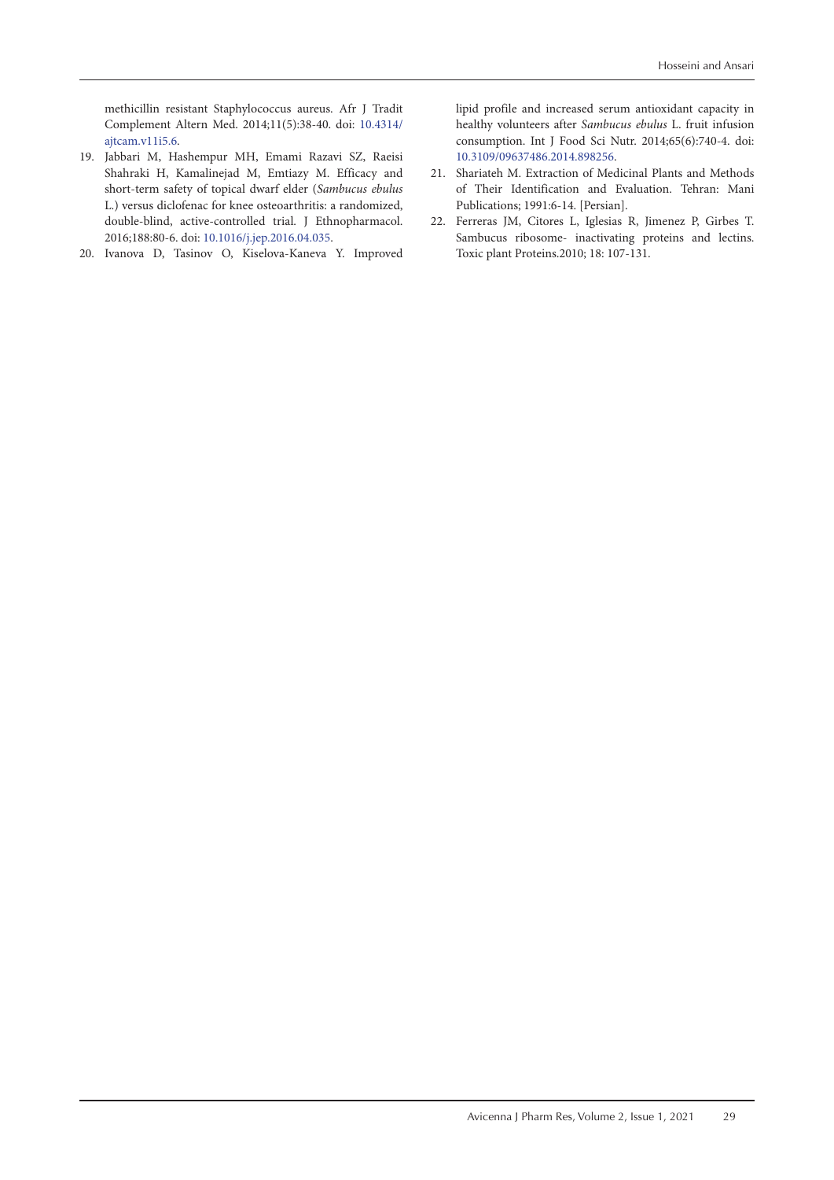methicillin resistant Staphylococcus aureus. Afr J Tradit Complement Altern Med. 2014;11(5):38-40. doi: 10.4314/ajtcam.v11i5.6.

19. Jabbari M, Hashempur MH, Emami Razavi SZ, Raeisi Shahraki H, Kamalinejad M, Emtiazy M. Efficacy and short-term safety of topical dwarf elder (*Sambucus ebulus* L.) versus diclofenac for knee osteoarthritis: a randomized, double-blind, active-controlled trial. J Ethnopharmacol. 2016;188:80-6. doi: 10.1016/j.jep.2016.04.035.
20. Ivanova D, Tasinov O, Kiselova-Kaneva Y. Improved lipid profile and increased serum antioxidant capacity in healthy volunteers after *Sambucus ebulus* L. fruit infusion consumption. Int J Food Sci Nutr. 2014;65(6):740-4. doi: 10.3109/09637486.2014.898256.
21. Shariateh M. Extraction of Medicinal Plants and Methods of Their Identification and Evaluation. Tehran: Mani Publications; 1991:6-14. [Persian].
22. Ferreras JM, Citores L, Iglesias R, Jimenez P, Girbes T. Sambucus ribosome- inactivating proteins and lectins. Toxic plant Proteins.2010; 18: 107-131.